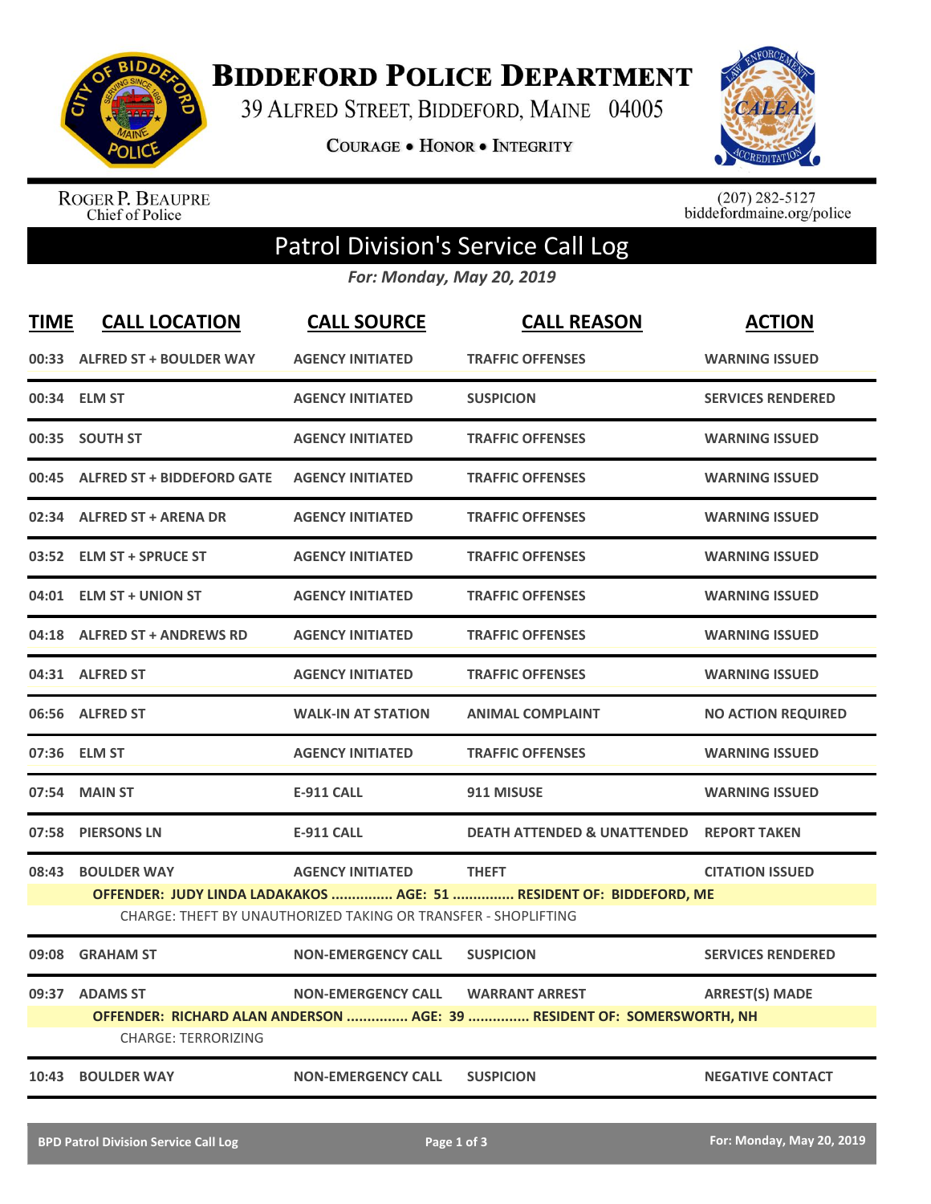# Biddeford Police Department

39 Alfred Street, Biddeford, Maine 04005

Courage • Honor • Integrity

Roger P. Beaupre
Chief of Police

(207) 282-5127
biddefordmaine.org/police

## Patrol Division's Service Call Log

*For: Monday, May 20, 2019*

| TIME | CALL LOCATION | CALL SOURCE | CALL REASON | ACTION |
|---|---|---|---|---|
| 00:33 | ALFRED ST + BOULDER WAY | AGENCY INITIATED | TRAFFIC OFFENSES | WARNING ISSUED |
| 00:34 | ELM ST | AGENCY INITIATED | SUSPICION | SERVICES RENDERED |
| 00:35 | SOUTH ST | AGENCY INITIATED | TRAFFIC OFFENSES | WARNING ISSUED |
| 00:45 | ALFRED ST + BIDDEFORD GATE | AGENCY INITIATED | TRAFFIC OFFENSES | WARNING ISSUED |
| 02:34 | ALFRED ST + ARENA DR | AGENCY INITIATED | TRAFFIC OFFENSES | WARNING ISSUED |
| 03:52 | ELM ST + SPRUCE ST | AGENCY INITIATED | TRAFFIC OFFENSES | WARNING ISSUED |
| 04:01 | ELM ST + UNION ST | AGENCY INITIATED | TRAFFIC OFFENSES | WARNING ISSUED |
| 04:18 | ALFRED ST + ANDREWS RD | AGENCY INITIATED | TRAFFIC OFFENSES | WARNING ISSUED |
| 04:31 | ALFRED ST | AGENCY INITIATED | TRAFFIC OFFENSES | WARNING ISSUED |
| 06:56 | ALFRED ST | WALK-IN AT STATION | ANIMAL COMPLAINT | NO ACTION REQUIRED |
| 07:36 | ELM ST | AGENCY INITIATED | TRAFFIC OFFENSES | WARNING ISSUED |
| 07:54 | MAIN ST | E-911 CALL | 911 MISUSE | WARNING ISSUED |
| 07:58 | PIERSONS LN | E-911 CALL | DEATH ATTENDED & UNATTENDED | REPORT TAKEN |
| 08:43 | BOULDER WAY | AGENCY INITIATED | THEFT | CITATION ISSUED |
| | OFFENDER: JUDY LINDA LADAKAKOS ............... AGE: 51 ............... RESIDENT OF: BIDDEFORD, ME | | | |
| | CHARGE: THEFT BY UNAUTHORIZED TAKING OR TRANSFER - SHOPLIFTING | | | |
| 09:08 | GRAHAM ST | NON-EMERGENCY CALL | SUSPICION | SERVICES RENDERED |
| 09:37 | ADAMS ST | NON-EMERGENCY CALL | WARRANT ARREST | ARREST(S) MADE |
| | OFFENDER: RICHARD ALAN ANDERSON ............... AGE: 39 ............... RESIDENT OF: SOMERSWORTH, NH | | | |
| | CHARGE: TERRORIZING | | | |
| 10:43 | BOULDER WAY | NON-EMERGENCY CALL | SUSPICION | NEGATIVE CONTACT |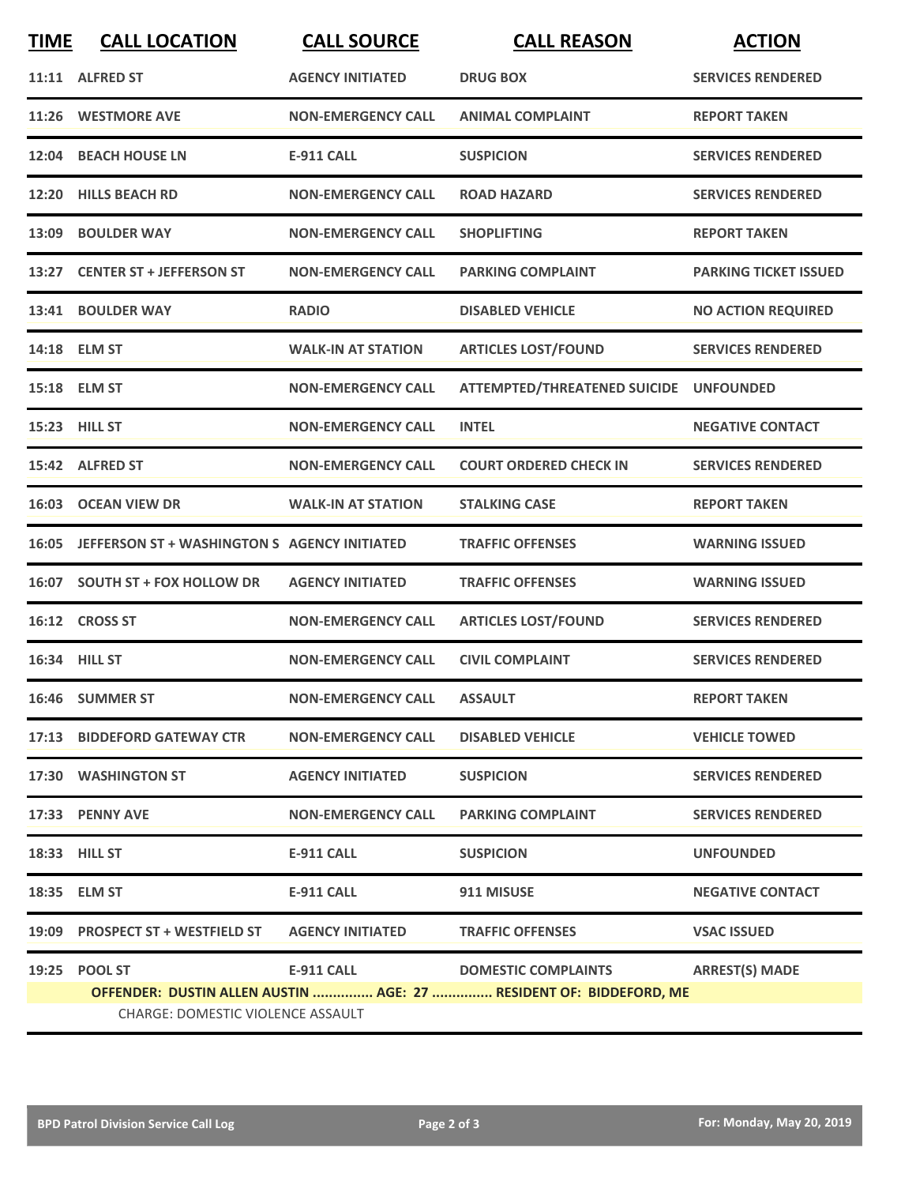| TIME | CALL LOCATION | CALL SOURCE | CALL REASON | ACTION |
|---|---|---|---|---|
| 11:11 | ALFRED ST | AGENCY INITIATED | DRUG BOX | SERVICES RENDERED |
| 11:26 | WESTMORE AVE | NON-EMERGENCY CALL | ANIMAL COMPLAINT | REPORT TAKEN |
| 12:04 | BEACH HOUSE LN | E-911 CALL | SUSPICION | SERVICES RENDERED |
| 12:20 | HILLS BEACH RD | NON-EMERGENCY CALL | ROAD HAZARD | SERVICES RENDERED |
| 13:09 | BOULDER WAY | NON-EMERGENCY CALL | SHOPLIFTING | REPORT TAKEN |
| 13:27 | CENTER ST + JEFFERSON ST | NON-EMERGENCY CALL | PARKING COMPLAINT | PARKING TICKET ISSUED |
| 13:41 | BOULDER WAY | RADIO | DISABLED VEHICLE | NO ACTION REQUIRED |
| 14:18 | ELM ST | WALK-IN AT STATION | ARTICLES LOST/FOUND | SERVICES RENDERED |
| 15:18 | ELM ST | NON-EMERGENCY CALL | ATTEMPTED/THREATENED SUICIDE | UNFOUNDED |
| 15:23 | HILL ST | NON-EMERGENCY CALL | INTEL | NEGATIVE CONTACT |
| 15:42 | ALFRED ST | NON-EMERGENCY CALL | COURT ORDERED CHECK IN | SERVICES RENDERED |
| 16:03 | OCEAN VIEW DR | WALK-IN AT STATION | STALKING CASE | REPORT TAKEN |
| 16:05 | JEFFERSON ST + WASHINGTON S | AGENCY INITIATED | TRAFFIC OFFENSES | WARNING ISSUED |
| 16:07 | SOUTH ST + FOX HOLLOW DR | AGENCY INITIATED | TRAFFIC OFFENSES | WARNING ISSUED |
| 16:12 | CROSS ST | NON-EMERGENCY CALL | ARTICLES LOST/FOUND | SERVICES RENDERED |
| 16:34 | HILL ST | NON-EMERGENCY CALL | CIVIL COMPLAINT | SERVICES RENDERED |
| 16:46 | SUMMER ST | NON-EMERGENCY CALL | ASSAULT | REPORT TAKEN |
| 17:13 | BIDDEFORD GATEWAY CTR | NON-EMERGENCY CALL | DISABLED VEHICLE | VEHICLE TOWED |
| 17:30 | WASHINGTON ST | AGENCY INITIATED | SUSPICION | SERVICES RENDERED |
| 17:33 | PENNY AVE | NON-EMERGENCY CALL | PARKING COMPLAINT | SERVICES RENDERED |
| 18:33 | HILL ST | E-911 CALL | SUSPICION | UNFOUNDED |
| 18:35 | ELM ST | E-911 CALL | 911 MISUSE | NEGATIVE CONTACT |
| 19:09 | PROSPECT ST + WESTFIELD ST | AGENCY INITIATED | TRAFFIC OFFENSES | VSAC ISSUED |
| 19:25 | POOL ST | E-911 CALL | DOMESTIC COMPLAINTS | ARREST(S) MADE |

**OFFENDER: DUSTIN ALLEN AUSTIN ............... AGE: 27 ............... RESIDENT OF: BIDDEFORD, ME**

CHARGE: DOMESTIC VIOLENCE ASSAULT

BPD Patrol Division Service Call Log — For: Monday, May 20, 2019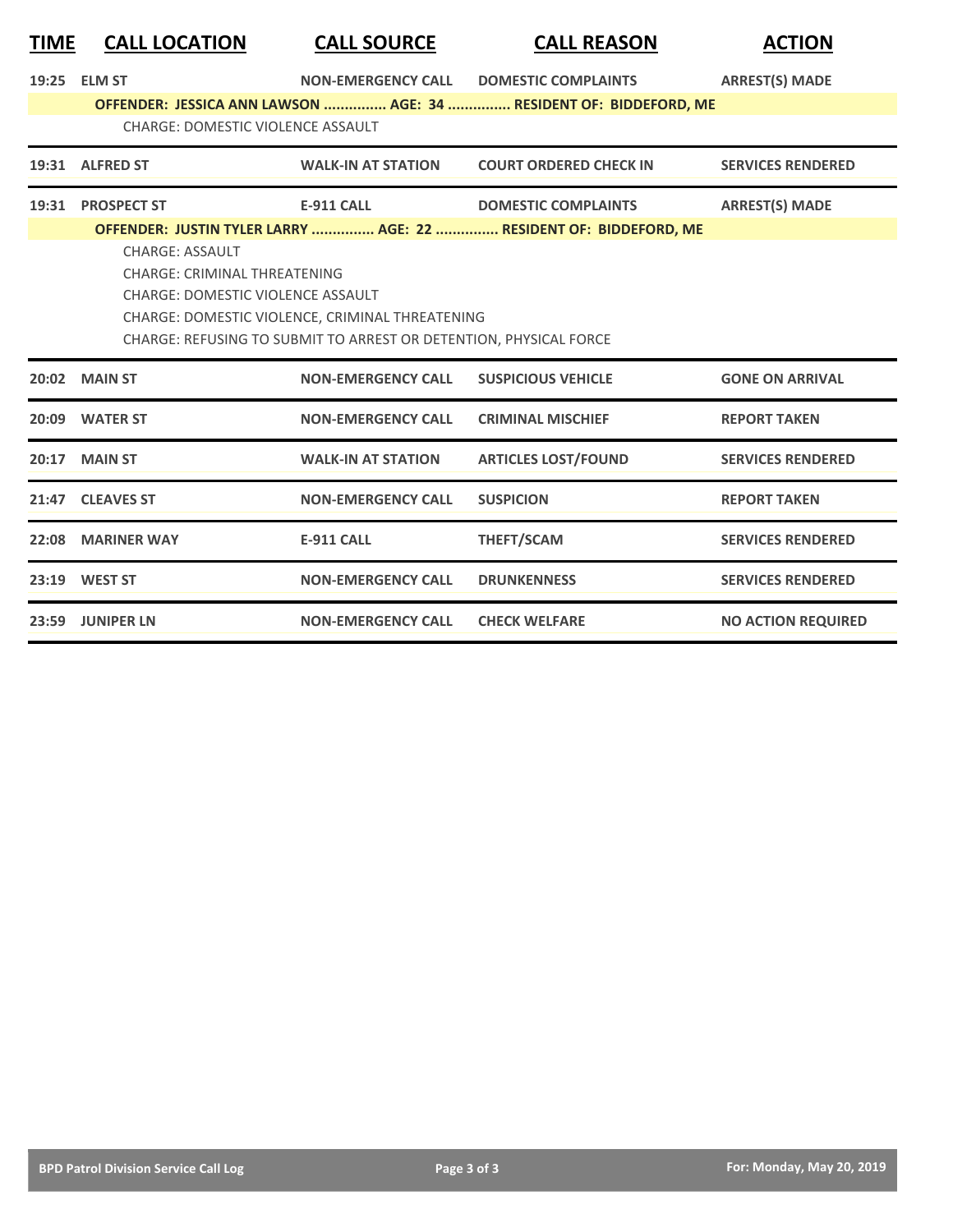| TIME | CALL LOCATION | CALL SOURCE | CALL REASON | ACTION |
|---|---|---|---|---|
| 19:25 | ELM ST | NON-EMERGENCY CALL | DOMESTIC COMPLAINTS | ARREST(S) MADE |
| | **OFFENDER: JESSICA ANN LAWSON ............... AGE: 34 ............... RESIDENT OF: BIDDEFORD, ME** | | | |
| | CHARGE: DOMESTIC VIOLENCE ASSAULT | | | |
| 19:31 | ALFRED ST | WALK-IN AT STATION | COURT ORDERED CHECK IN | SERVICES RENDERED |
| 19:31 | PROSPECT ST | E-911 CALL | DOMESTIC COMPLAINTS | ARREST(S) MADE |
| | **OFFENDER: JUSTIN TYLER LARRY ............... AGE: 22 ............... RESIDENT OF: BIDDEFORD, ME** | | | |
| | CHARGE: ASSAULT | | | |
| | CHARGE: CRIMINAL THREATENING | | | |
| | CHARGE: DOMESTIC VIOLENCE ASSAULT | | | |
| | CHARGE: DOMESTIC VIOLENCE, CRIMINAL THREATENING | | | |
| | CHARGE: REFUSING TO SUBMIT TO ARREST OR DETENTION, PHYSICAL FORCE | | | |
| 20:02 | MAIN ST | NON-EMERGENCY CALL | SUSPICIOUS VEHICLE | GONE ON ARRIVAL |
| 20:09 | WATER ST | NON-EMERGENCY CALL | CRIMINAL MISCHIEF | REPORT TAKEN |
| 20:17 | MAIN ST | WALK-IN AT STATION | ARTICLES LOST/FOUND | SERVICES RENDERED |
| 21:47 | CLEAVES ST | NON-EMERGENCY CALL | SUSPICION | REPORT TAKEN |
| 22:08 | MARINER WAY | E-911 CALL | THEFT/SCAM | SERVICES RENDERED |
| 23:19 | WEST ST | NON-EMERGENCY CALL | DRUNKENNESS | SERVICES RENDERED |
| 23:59 | JUNIPER LN | NON-EMERGENCY CALL | CHECK WELFARE | NO ACTION REQUIRED |